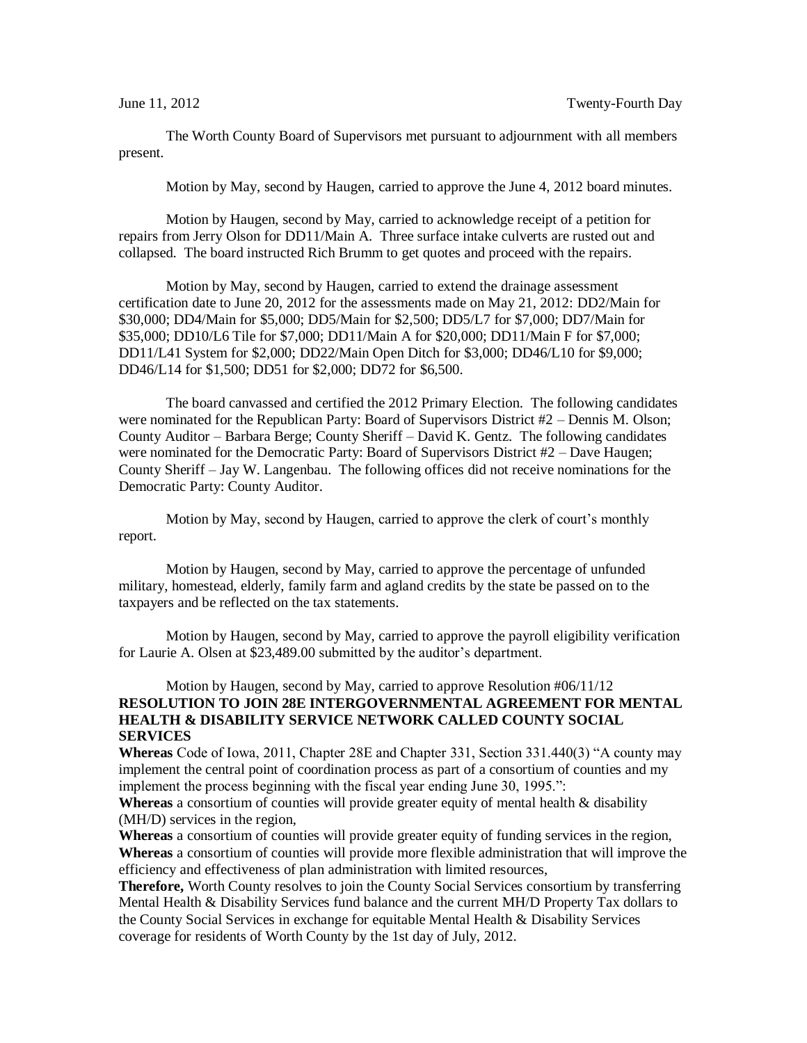June 11, 2012 Twenty-Fourth Day

The Worth County Board of Supervisors met pursuant to adjournment with all members present.

Motion by May, second by Haugen, carried to approve the June 4, 2012 board minutes.

Motion by Haugen, second by May, carried to acknowledge receipt of a petition for repairs from Jerry Olson for DD11/Main A. Three surface intake culverts are rusted out and collapsed. The board instructed Rich Brumm to get quotes and proceed with the repairs.

Motion by May, second by Haugen, carried to extend the drainage assessment certification date to June 20, 2012 for the assessments made on May 21, 2012: DD2/Main for $30,000; DD4/Main for $5,000; DD5/Main for $2,500; DD5/L7 for $7,000; DD7/Main for $35,000; DD10/L6 Tile for $7,000; DD11/Main A for $20,000; DD11/Main F for $7,000; DD11/L41 System for $2,000; DD22/Main Open Ditch for $3,000; DD46/L10 for $9,000; DD46/L14 for $1,500; DD51 for $2,000; DD72 for $6,500.

The board canvassed and certified the 2012 Primary Election. The following candidates were nominated for the Republican Party: Board of Supervisors District #2 – Dennis M. Olson; County Auditor – Barbara Berge; County Sheriff – David K. Gentz. The following candidates were nominated for the Democratic Party: Board of Supervisors District #2 – Dave Haugen; County Sheriff – Jay W. Langenbau. The following offices did not receive nominations for the Democratic Party: County Auditor.

Motion by May, second by Haugen, carried to approve the clerk of court's monthly report.

Motion by Haugen, second by May, carried to approve the percentage of unfunded military, homestead, elderly, family farm and agland credits by the state be passed on to the taxpayers and be reflected on the tax statements.

Motion by Haugen, second by May, carried to approve the payroll eligibility verification for Laurie A. Olsen at $23,489.00 submitted by the auditor's department.

Motion by Haugen, second by May, carried to approve Resolution #06/11/12

**RESOLUTION TO JOIN 28E INTERGOVERNMENTAL AGREEMENT FOR MENTAL HEALTH & DISABILITY SERVICE NETWORK CALLED COUNTY SOCIAL SERVICES**

**Whereas** Code of Iowa, 2011, Chapter 28E and Chapter 331, Section 331.440(3) "A county may implement the central point of coordination process as part of a consortium of counties and my implement the process beginning with the fiscal year ending June 30, 1995.":

**Whereas** a consortium of counties will provide greater equity of mental health & disability (MH/D) services in the region,

**Whereas** a consortium of counties will provide greater equity of funding services in the region,

**Whereas** a consortium of counties will provide more flexible administration that will improve the efficiency and effectiveness of plan administration with limited resources,

**Therefore,** Worth County resolves to join the County Social Services consortium by transferring Mental Health & Disability Services fund balance and the current MH/D Property Tax dollars to the County Social Services in exchange for equitable Mental Health & Disability Services coverage for residents of Worth County by the 1st day of July, 2012.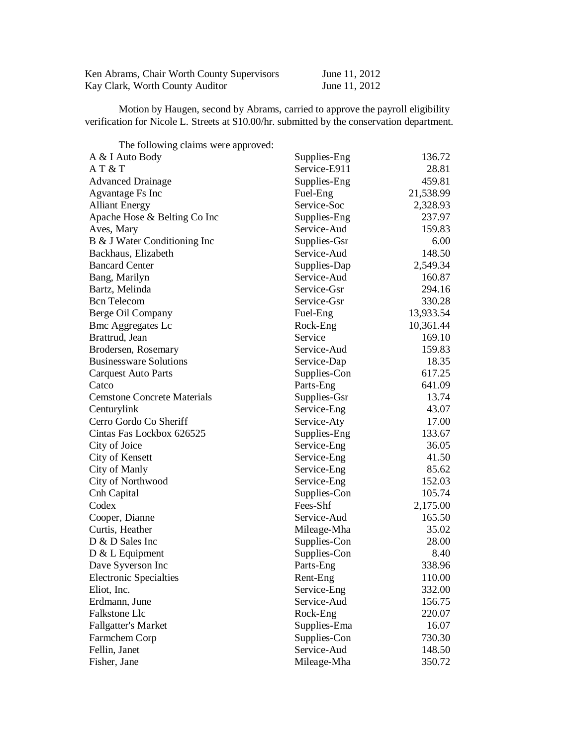| | |
|---|---|
| Ken Abrams, Chair Worth County Supervisors | June 11, 2012 |
| Kay Clark, Worth County Auditor | June 11, 2012 |

Motion by Haugen, second by Abrams, carried to approve the payroll eligibility verification for Nicole L. Streets at $10.00/hr. submitted by the conservation department.

The following claims were approved:

| | | |
|---|---|---:|
| A & I Auto Body | Supplies-Eng | 136.72 |
| A T & T | Service-E911 | 28.81 |
| Advanced Drainage | Supplies-Eng | 459.81 |
| Agvantage Fs Inc | Fuel-Eng | 21,538.99 |
| Alliant Energy | Service-Soc | 2,328.93 |
| Apache Hose & Belting Co Inc | Supplies-Eng | 237.97 |
| Aves, Mary | Service-Aud | 159.83 |
| B & J Water Conditioning Inc | Supplies-Gsr | 6.00 |
| Backhaus, Elizabeth | Service-Aud | 148.50 |
| Bancard Center | Supplies-Dap | 2,549.34 |
| Bang, Marilyn | Service-Aud | 160.87 |
| Bartz, Melinda | Service-Gsr | 294.16 |
| Bcn Telecom | Service-Gsr | 330.28 |
| Berge Oil Company | Fuel-Eng | 13,933.54 |
| Bmc Aggregates Lc | Rock-Eng | 10,361.44 |
| Brattrud, Jean | Service | 169.10 |
| Brodersen, Rosemary | Service-Aud | 159.83 |
| Businessware Solutions | Service-Dap | 18.35 |
| Carquest Auto Parts | Supplies-Con | 617.25 |
| Catco | Parts-Eng | 641.09 |
| Cemstone Concrete Materials | Supplies-Gsr | 13.74 |
| Centurylink | Service-Eng | 43.07 |
| Cerro Gordo Co Sheriff | Service-Aty | 17.00 |
| Cintas Fas Lockbox 626525 | Supplies-Eng | 133.67 |
| City of Joice | Service-Eng | 36.05 |
| City of Kensett | Service-Eng | 41.50 |
| City of Manly | Service-Eng | 85.62 |
| City of Northwood | Service-Eng | 152.03 |
| Cnh Capital | Supplies-Con | 105.74 |
| Codex | Fees-Shf | 2,175.00 |
| Cooper, Dianne | Service-Aud | 165.50 |
| Curtis, Heather | Mileage-Mha | 35.02 |
| D & D Sales Inc | Supplies-Con | 28.00 |
| D & L Equipment | Supplies-Con | 8.40 |
| Dave Syverson Inc | Parts-Eng | 338.96 |
| Electronic Specialties | Rent-Eng | 110.00 |
| Eliot, Inc. | Service-Eng | 332.00 |
| Erdmann, June | Service-Aud | 156.75 |
| Falkstone Llc | Rock-Eng | 220.07 |
| Fallgatter's Market | Supplies-Ema | 16.07 |
| Farmchem Corp | Supplies-Con | 730.30 |
| Fellin, Janet | Service-Aud | 148.50 |
| Fisher, Jane | Mileage-Mha | 350.72 |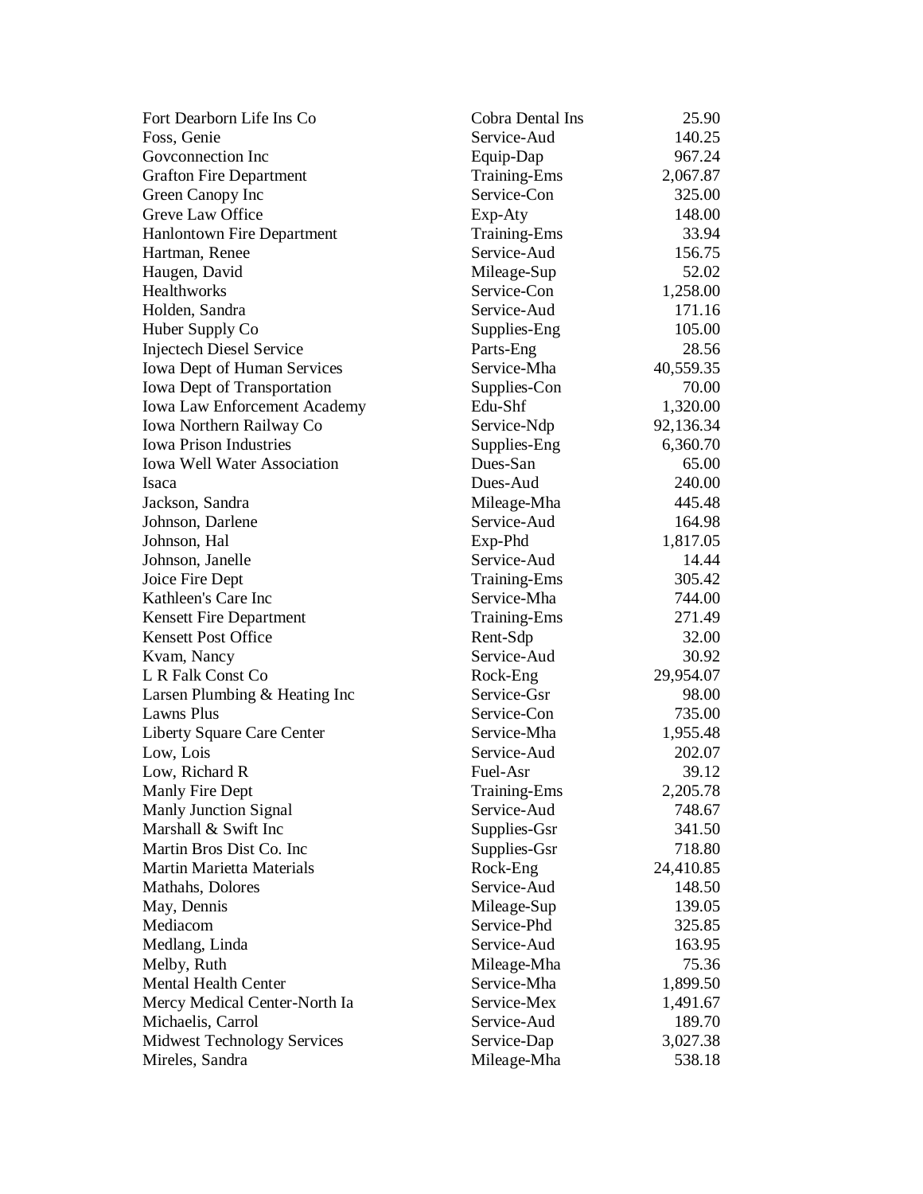| | | |
|---|---|---|
| Fort Dearborn Life Ins Co | Cobra Dental Ins | 25.90 |
| Foss, Genie | Service-Aud | 140.25 |
| Govconnection Inc | Equip-Dap | 967.24 |
| Grafton Fire Department | Training-Ems | 2,067.87 |
| Green Canopy Inc | Service-Con | 325.00 |
| Greve Law Office | Exp-Aty | 148.00 |
| Hanlontown Fire Department | Training-Ems | 33.94 |
| Hartman, Renee | Service-Aud | 156.75 |
| Haugen, David | Mileage-Sup | 52.02 |
| Healthworks | Service-Con | 1,258.00 |
| Holden, Sandra | Service-Aud | 171.16 |
| Huber Supply Co | Supplies-Eng | 105.00 |
| Injectech Diesel Service | Parts-Eng | 28.56 |
| Iowa Dept of Human Services | Service-Mha | 40,559.35 |
| Iowa Dept of Transportation | Supplies-Con | 70.00 |
| Iowa Law Enforcement Academy | Edu-Shf | 1,320.00 |
| Iowa Northern Railway Co | Service-Ndp | 92,136.34 |
| Iowa Prison Industries | Supplies-Eng | 6,360.70 |
| Iowa Well Water Association | Dues-San | 65.00 |
| Isaca | Dues-Aud | 240.00 |
| Jackson, Sandra | Mileage-Mha | 445.48 |
| Johnson, Darlene | Service-Aud | 164.98 |
| Johnson, Hal | Exp-Phd | 1,817.05 |
| Johnson, Janelle | Service-Aud | 14.44 |
| Joice Fire Dept | Training-Ems | 305.42 |
| Kathleen's Care Inc | Service-Mha | 744.00 |
| Kensett Fire Department | Training-Ems | 271.49 |
| Kensett Post Office | Rent-Sdp | 32.00 |
| Kvam, Nancy | Service-Aud | 30.92 |
| L R Falk Const Co | Rock-Eng | 29,954.07 |
| Larsen Plumbing & Heating Inc | Service-Gsr | 98.00 |
| Lawns Plus | Service-Con | 735.00 |
| Liberty Square Care Center | Service-Mha | 1,955.48 |
| Low, Lois | Service-Aud | 202.07 |
| Low, Richard R | Fuel-Asr | 39.12 |
| Manly Fire Dept | Training-Ems | 2,205.78 |
| Manly Junction Signal | Service-Aud | 748.67 |
| Marshall & Swift Inc | Supplies-Gsr | 341.50 |
| Martin Bros Dist Co. Inc | Supplies-Gsr | 718.80 |
| Martin Marietta Materials | Rock-Eng | 24,410.85 |
| Mathahs, Dolores | Service-Aud | 148.50 |
| May, Dennis | Mileage-Sup | 139.05 |
| Mediacom | Service-Phd | 325.85 |
| Medlang, Linda | Service-Aud | 163.95 |
| Melby, Ruth | Mileage-Mha | 75.36 |
| Mental Health Center | Service-Mha | 1,899.50 |
| Mercy Medical Center-North Ia | Service-Mex | 1,491.67 |
| Michaelis, Carrol | Service-Aud | 189.70 |
| Midwest Technology Services | Service-Dap | 3,027.38 |
| Mireles, Sandra | Mileage-Mha | 538.18 |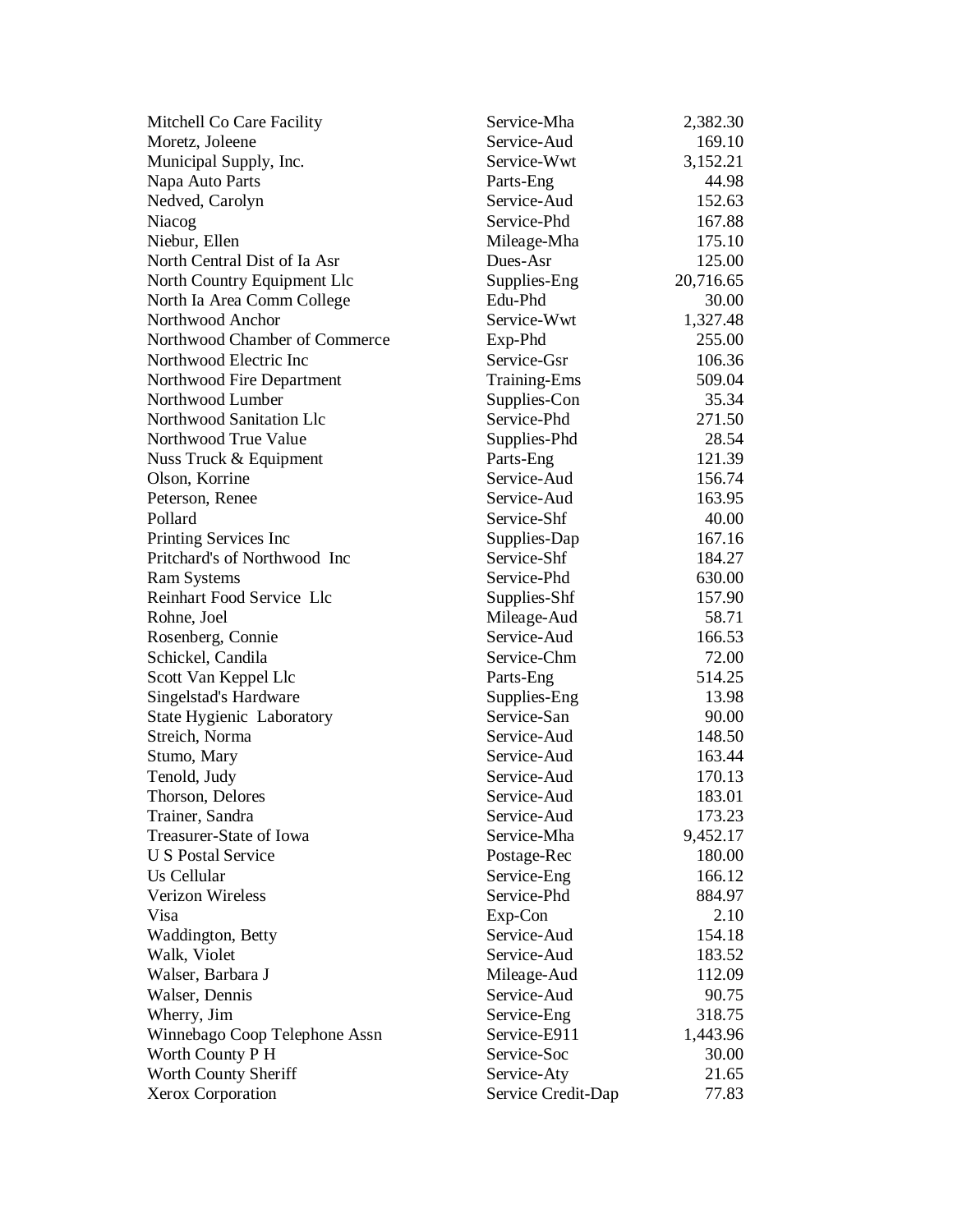| | | |
|---|---|---|
| Mitchell Co Care Facility | Service-Mha | 2,382.30 |
| Moretz, Joleene | Service-Aud | 169.10 |
| Municipal Supply, Inc. | Service-Wwt | 3,152.21 |
| Napa Auto Parts | Parts-Eng | 44.98 |
| Nedved, Carolyn | Service-Aud | 152.63 |
| Niacog | Service-Phd | 167.88 |
| Niebur, Ellen | Mileage-Mha | 175.10 |
| North Central Dist of Ia Asr | Dues-Asr | 125.00 |
| North Country Equipment Llc | Supplies-Eng | 20,716.65 |
| North Ia Area Comm College | Edu-Phd | 30.00 |
| Northwood Anchor | Service-Wwt | 1,327.48 |
| Northwood Chamber of Commerce | Exp-Phd | 255.00 |
| Northwood Electric Inc | Service-Gsr | 106.36 |
| Northwood Fire Department | Training-Ems | 509.04 |
| Northwood Lumber | Supplies-Con | 35.34 |
| Northwood Sanitation Llc | Service-Phd | 271.50 |
| Northwood True Value | Supplies-Phd | 28.54 |
| Nuss Truck & Equipment | Parts-Eng | 121.39 |
| Olson, Korrine | Service-Aud | 156.74 |
| Peterson, Renee | Service-Aud | 163.95 |
| Pollard | Service-Shf | 40.00 |
| Printing Services Inc | Supplies-Dap | 167.16 |
| Pritchard's of Northwood Inc | Service-Shf | 184.27 |
| Ram Systems | Service-Phd | 630.00 |
| Reinhart Food Service Llc | Supplies-Shf | 157.90 |
| Rohne, Joel | Mileage-Aud | 58.71 |
| Rosenberg, Connie | Service-Aud | 166.53 |
| Schickel, Candila | Service-Chm | 72.00 |
| Scott Van Keppel Llc | Parts-Eng | 514.25 |
| Singelstad's Hardware | Supplies-Eng | 13.98 |
| State Hygienic Laboratory | Service-San | 90.00 |
| Streich, Norma | Service-Aud | 148.50 |
| Stumo, Mary | Service-Aud | 163.44 |
| Tenold, Judy | Service-Aud | 170.13 |
| Thorson, Delores | Service-Aud | 183.01 |
| Trainer, Sandra | Service-Aud | 173.23 |
| Treasurer-State of Iowa | Service-Mha | 9,452.17 |
| U S Postal Service | Postage-Rec | 180.00 |
| Us Cellular | Service-Eng | 166.12 |
| Verizon Wireless | Service-Phd | 884.97 |
| Visa | Exp-Con | 2.10 |
| Waddington, Betty | Service-Aud | 154.18 |
| Walk, Violet | Service-Aud | 183.52 |
| Walser, Barbara J | Mileage-Aud | 112.09 |
| Walser, Dennis | Service-Aud | 90.75 |
| Wherry, Jim | Service-Eng | 318.75 |
| Winnebago Coop Telephone Assn | Service-E911 | 1,443.96 |
| Worth County P H | Service-Soc | 30.00 |
| Worth County Sheriff | Service-Aty | 21.65 |
| Xerox Corporation | Service Credit-Dap | 77.83 |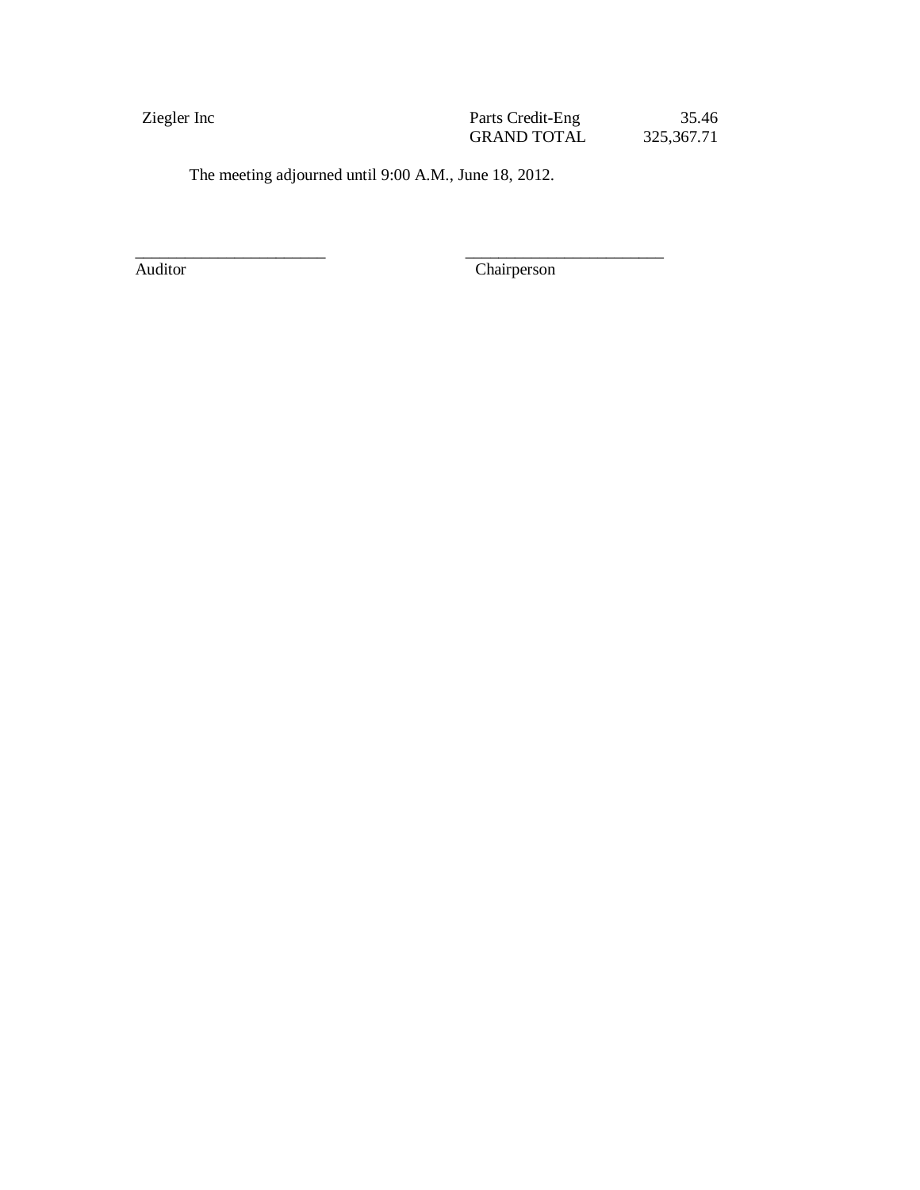| | | |
|---|---|---|
| Ziegler Inc | Parts Credit-Eng | 35.46 |
| | GRAND TOTAL | 325,367.71 |

The meeting adjourned until 9:00 A.M., June 18, 2012.

________________________ ________________________

Auditor Chairperson